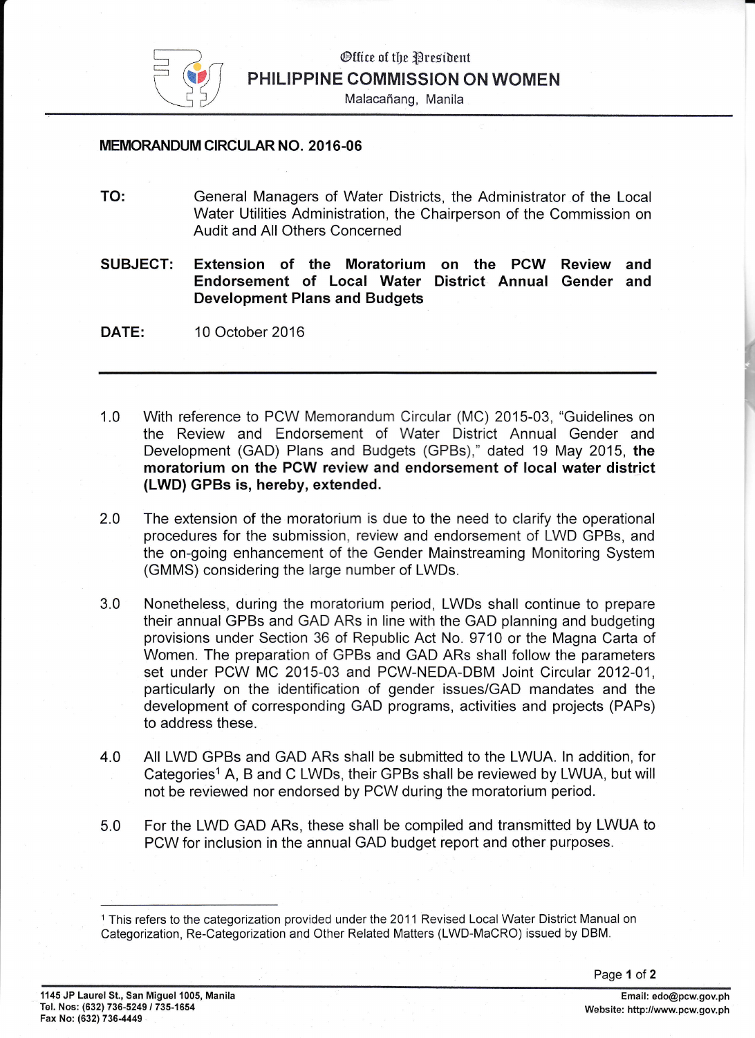Office of the President

**PHILIPPINE COMMISSION ON WOMEN**

Malacañang, Manila

**MEMORANDUM CIRCULAR NO. 2016-06**

**TO:** General Managers of Water Districts, the Administrator of the Local Water Utilities Administration, the Chairperson of the Commission on Audit and All Others Concerned

**SUBJECT:** **Extension of the Moratorium on the PCW Review and Endorsement of Local Water District Annual Gender and Development Plans and Budgets**

**DATE:** 10 October 2016

1.0 With reference to PCW Memorandum Circular (MC) 2015-03, "Guidelines on the Review and Endorsement of Water District Annual Gender and Development (GAD) Plans and Budgets (GPBs)," dated 19 May 2015, **the moratorium on the PCW review and endorsement of local water district (LWD) GPBs is, hereby, extended.**

2.0 The extension of the moratorium is due to the need to clarify the operational procedures for the submission, review and endorsement of LWD GPBs, and the on-going enhancement of the Gender Mainstreaming Monitoring System (GMMS) considering the large number of LWDs.

3.0 Nonetheless, during the moratorium period, LWDs shall continue to prepare their annual GPBs and GAD ARs in line with the GAD planning and budgeting provisions under Section 36 of Republic Act No. 9710 or the Magna Carta of Women. The preparation of GPBs and GAD ARs shall follow the parameters set under PCW MC 2015-03 and PCW-NEDA-DBM Joint Circular 2012-01, particularly on the identification of gender issues/GAD mandates and the development of corresponding GAD programs, activities and projects (PAPs) to address these.

4.0 All LWD GPBs and GAD ARs shall be submitted to the LWUA. In addition, for Categories[1] A, B and C LWDs, their GPBs shall be reviewed by LWUA, but will not be reviewed nor endorsed by PCW during the moratorium period.

5.0 For the LWD GAD ARs, these shall be compiled and transmitted by LWUA to PCW for inclusion in the annual GAD budget report and other purposes.

[1] This refers to the categorization provided under the 2011 Revised Local Water District Manual on Categorization, Re-Categorization and Other Related Matters (LWD-MaCRO) issued by DBM.

1145 JP Laurel St., San Miguel 1005, Manila
Tel. Nos: (632) 736-5249 / 735-1654
Fax No: (632) 736-4449

Email: edo@pcw.gov.ph
Website: http://www.pcw.gov.ph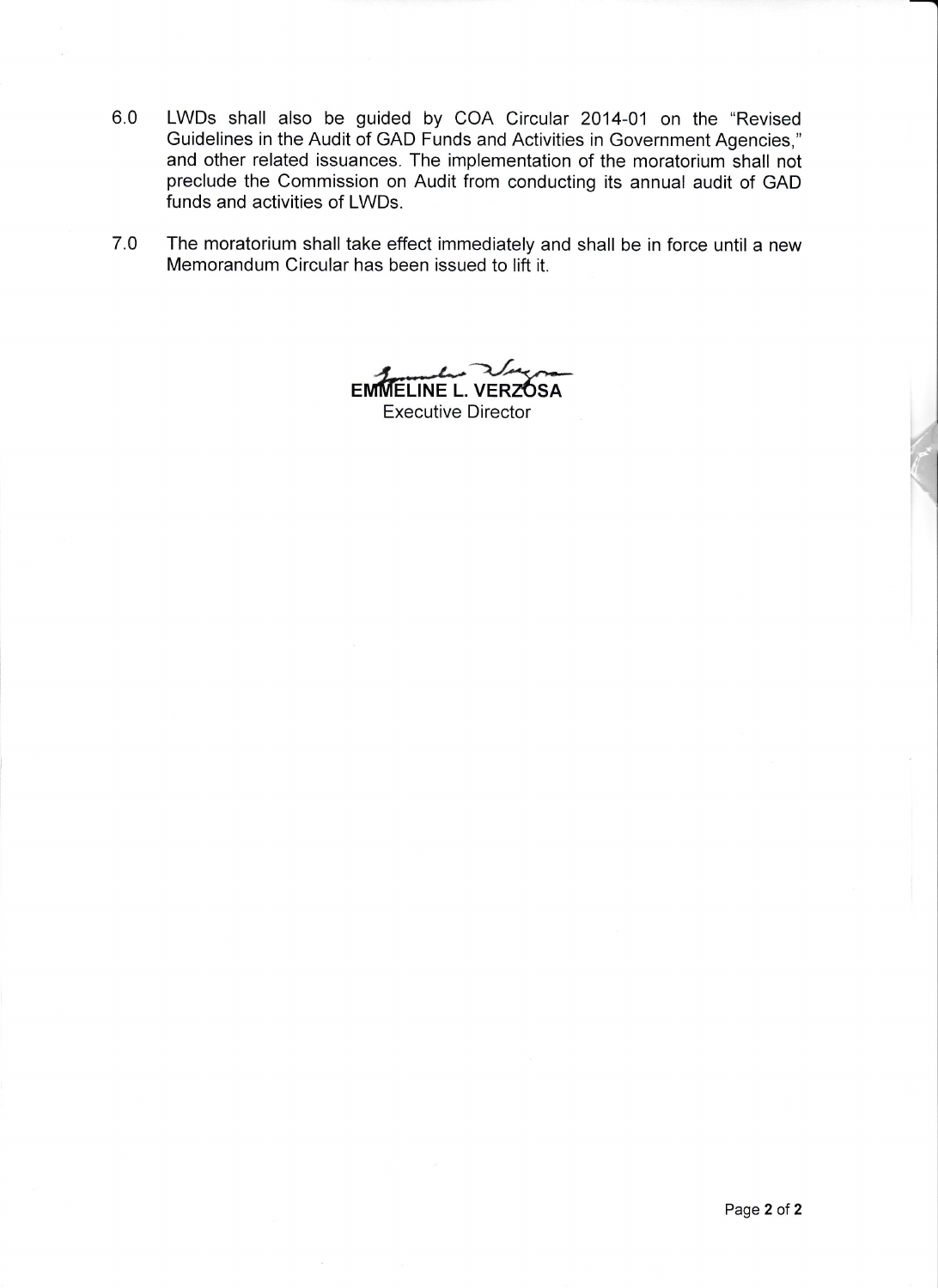6.0 LWDs shall also be guided by COA Circular 2014-01 on the "Revised Guidelines in the Audit of GAD Funds and Activities in Government Agencies," and other related issuances. The implementation of the moratorium shall not preclude the Commission on Audit from conducting its annual audit of GAD funds and activities of LWDs.

7.0 The moratorium shall take effect immediately and shall be in force until a new Memorandum Circular has been issued to lift it.

**EMMELINE L. VERZOSA**
Executive Director